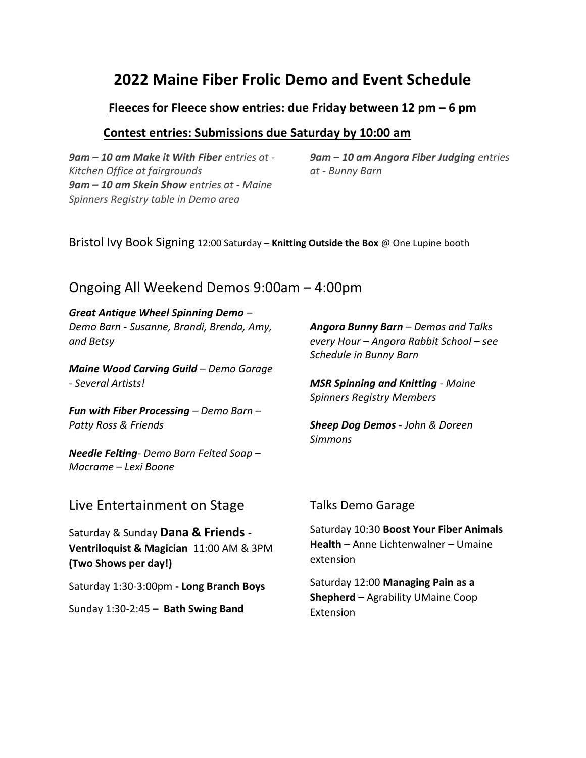# 2022 Maine Fiber Frolic Demo and Event Schedule

**Fleeces for Fleece show entries: due Friday between 12 pm – 6 pm**

**Contest entries: Submissions due Saturday by 10:00 am**

***9am – 10 am Make it With Fiber*** *entries at - Kitchen Office at fairgrounds*
***9am – 10 am Skein Show*** *entries at - Maine Spinners Registry table in Demo area*

***9am – 10 am Angora Fiber Judging*** *entries at - Bunny Barn*

Bristol Ivy Book Signing 12:00 Saturday – **Knitting Outside the Box** @ One Lupine booth

## Ongoing All Weekend Demos 9:00am – 4:00pm

***Great Antique Wheel Spinning Demo*** *– Demo Barn - Susanne, Brandi, Brenda, Amy, and Betsy*

***Maine Wood Carving Guild*** *– Demo Garage - Several Artists!*

***Fun with Fiber Processing*** *– Demo Barn – Patty Ross & Friends*

***Needle Felting****- Demo Barn Felted Soap – Macrame – Lexi Boone*

***Angora Bunny Barn*** *– Demos and Talks every Hour – Angora Rabbit School – see Schedule in Bunny Barn*

***MSR Spinning and Knitting*** *- Maine Spinners Registry Members*

***Sheep Dog Demos*** *- John & Doreen Simmons*

## Live Entertainment on Stage

Saturday & Sunday **Dana & Friends - Ventriloquist & Magician** 11:00 AM & 3PM **(Two Shows per day!)**

Saturday 1:30-3:00pm **- Long Branch Boys**

Sunday 1:30-2:45 **– Bath Swing Band**

## Talks Demo Garage

Saturday 10:30 **Boost Your Fiber Animals Health** – Anne Lichtenwalner – Umaine extension

Saturday 12:00 **Managing Pain as a Shepherd** – Agrability UMaine Coop Extension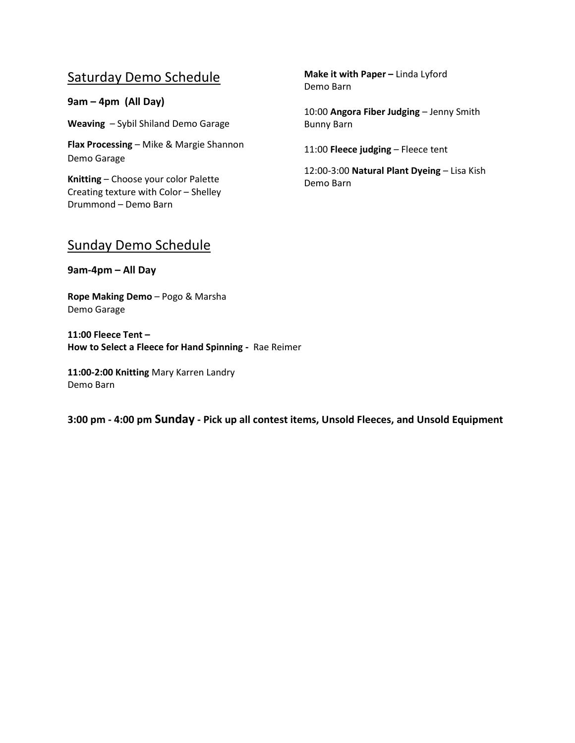## Saturday Demo Schedule

**9am – 4pm (All Day)**

**Weaving** – Sybil Shiland Demo Garage

**Flax Processing** – Mike & Margie Shannon Demo Garage

**Knitting** – Choose your color Palette Creating texture with Color – Shelley Drummond – Demo Barn

**Make it with Paper –** Linda Lyford Demo Barn

10:00 **Angora Fiber Judging** – Jenny Smith Bunny Barn

11:00 **Fleece judging** – Fleece tent

12:00-3:00 **Natural Plant Dyeing** – Lisa Kish Demo Barn

## Sunday Demo Schedule

**9am-4pm – All Day**

**Rope Making Demo** – Pogo & Marsha Demo Garage

**11:00 Fleece Tent –**
**How to Select a Fleece for Hand Spinning -** Rae Reimer

**11:00-2:00 Knitting** Mary Karren Landry Demo Barn

**3:00 pm - 4:00 pm Sunday - Pick up all contest items, Unsold Fleeces, and Unsold Equipment**